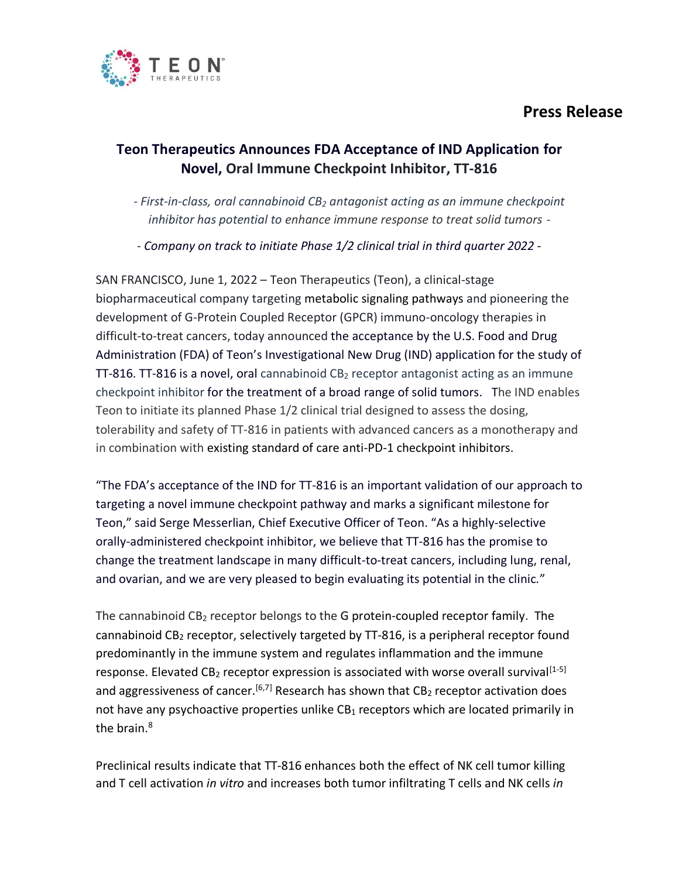TEON THERAPEUTICS

**Press Release**

## Teon Therapeutics Announces FDA Acceptance of IND Application for Novel, Oral Immune Checkpoint Inhibitor, TT-816

*- First-in-class, oral cannabinoid $CB_2$ antagonist acting as an immune checkpoint inhibitor has potential to enhance immune response to treat solid tumors -*

*- Company on track to initiate Phase 1/2 clinical trial in third quarter 2022 -*

SAN FRANCISCO, June 1, 2022 – Teon Therapeutics (Teon), a clinical-stage biopharmaceutical company targeting metabolic signaling pathways and pioneering the development of G-Protein Coupled Receptor (GPCR) immuno-oncology therapies in difficult-to-treat cancers, today announced the acceptance by the U.S. Food and Drug Administration (FDA) of Teon's Investigational New Drug (IND) application for the study of TT-816. TT-816 is a novel, oral cannabinoid $CB_2$ receptor antagonist acting as an immune checkpoint inhibitor for the treatment of a broad range of solid tumors. The IND enables Teon to initiate its planned Phase 1/2 clinical trial designed to assess the dosing, tolerability and safety of TT-816 in patients with advanced cancers as a monotherapy and in combination with existing standard of care anti-PD-1 checkpoint inhibitors.

"The FDA's acceptance of the IND for TT-816 is an important validation of our approach to targeting a novel immune checkpoint pathway and marks a significant milestone for Teon," said Serge Messerlian, Chief Executive Officer of Teon. "As a highly-selective orally-administered checkpoint inhibitor, we believe that TT-816 has the promise to change the treatment landscape in many difficult-to-treat cancers, including lung, renal, and ovarian, and we are very pleased to begin evaluating its potential in the clinic."

The cannabinoid $CB_2$ receptor belongs to the G protein-coupled receptor family. The cannabinoid $CB_2$ receptor, selectively targeted by TT-816, is a peripheral receptor found predominantly in the immune system and regulates inflammation and the immune response. Elevated $CB_2$ receptor expression is associated with worse overall survival[1-5] and aggressiveness of cancer.[6,7] Research has shown that $CB_2$ receptor activation does not have any psychoactive properties unlike $CB_1$ receptors which are located primarily in the brain.[8]

Preclinical results indicate that TT-816 enhances both the effect of NK cell tumor killing and T cell activation *in vitro* and increases both tumor infiltrating T cells and NK cells *in*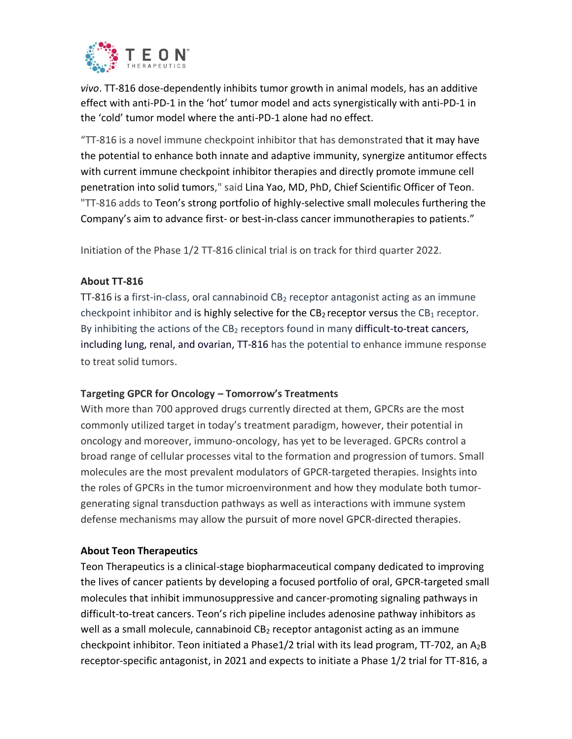*vivo*. TT-816 dose-dependently inhibits tumor growth in animal models, has an additive effect with anti-PD-1 in the 'hot' tumor model and acts synergistically with anti-PD-1 in the 'cold' tumor model where the anti-PD-1 alone had no effect.

"TT-816 is a novel immune checkpoint inhibitor that has demonstrated that it may have the potential to enhance both innate and adaptive immunity, synergize antitumor effects with current immune checkpoint inhibitor therapies and directly promote immune cell penetration into solid tumors," said Lina Yao, MD, PhD, Chief Scientific Officer of Teon. "TT-816 adds to Teon's strong portfolio of highly-selective small molecules furthering the Company's aim to advance first- or best-in-class cancer immunotherapies to patients."

Initiation of the Phase 1/2 TT-816 clinical trial is on track for third quarter 2022.

**About TT-816**

TT-816 is a first-in-class, oral cannabinoid $CB_2$ receptor antagonist acting as an immune checkpoint inhibitor and is highly selective for the $CB_2$ receptor versus the $CB_1$ receptor. By inhibiting the actions of the $CB_2$ receptors found in many difficult-to-treat cancers, including lung, renal, and ovarian, TT-816 has the potential to enhance immune response to treat solid tumors.

**Targeting GPCR for Oncology – Tomorrow's Treatments**

With more than 700 approved drugs currently directed at them, GPCRs are the most commonly utilized target in today's treatment paradigm, however, their potential in oncology and moreover, immuno-oncology, has yet to be leveraged. GPCRs control a broad range of cellular processes vital to the formation and progression of tumors. Small molecules are the most prevalent modulators of GPCR-targeted therapies. Insights into the roles of GPCRs in the tumor microenvironment and how they modulate both tumor-generating signal transduction pathways as well as interactions with immune system defense mechanisms may allow the pursuit of more novel GPCR-directed therapies.

**About Teon Therapeutics**

Teon Therapeutics is a clinical-stage biopharmaceutical company dedicated to improving the lives of cancer patients by developing a focused portfolio of oral, GPCR-targeted small molecules that inhibit immunosuppressive and cancer-promoting signaling pathways in difficult-to-treat cancers. Teon's rich pipeline includes adenosine pathway inhibitors as well as a small molecule, cannabinoid $CB_2$ receptor antagonist acting as an immune checkpoint inhibitor. Teon initiated a Phase1/2 trial with its lead program, TT-702, an $A_2B$ receptor-specific antagonist, in 2021 and expects to initiate a Phase 1/2 trial for TT-816, a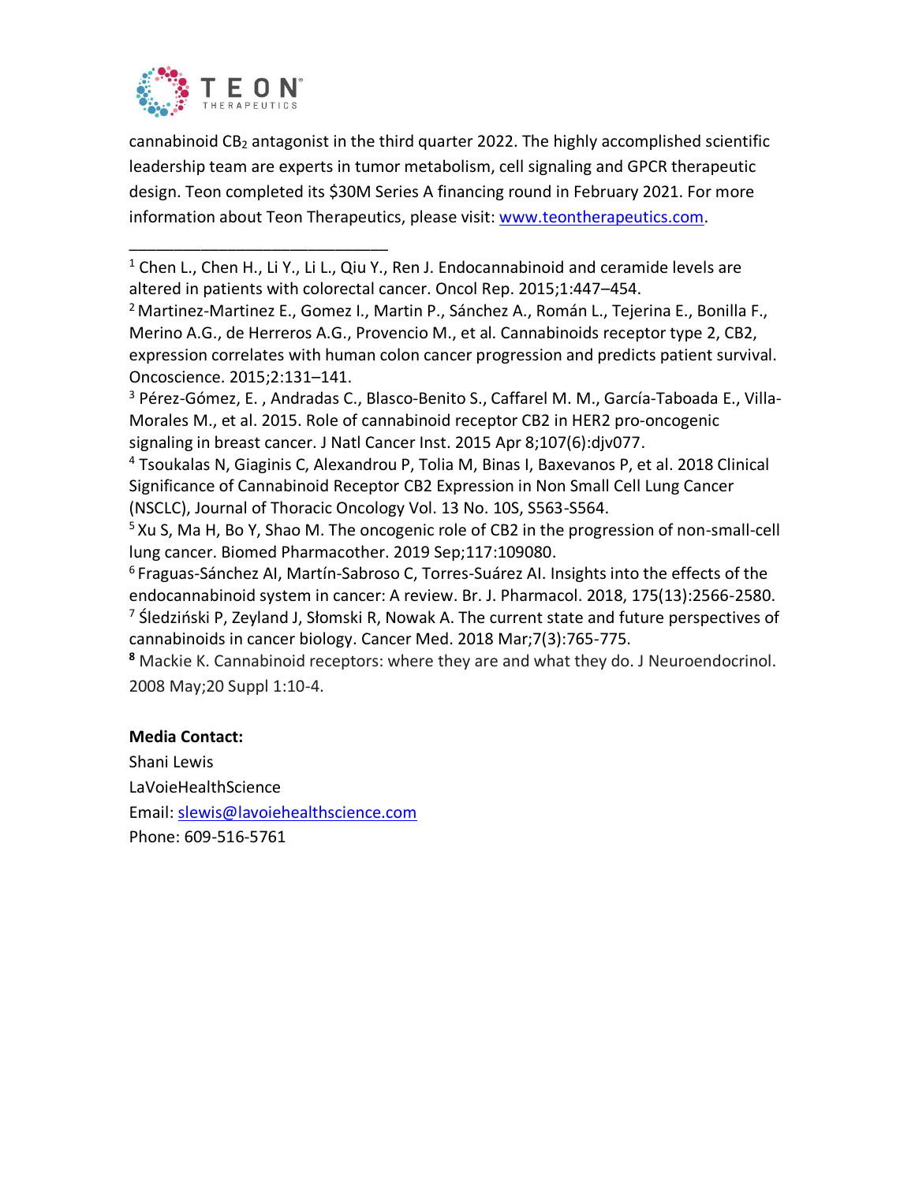cannabinoid $CB_2$ antagonist in the third quarter 2022. The highly accomplished scientific leadership team are experts in tumor metabolism, cell signaling and GPCR therapeutic design. Teon completed its $30M Series A financing round in February 2021. For more information about Teon Therapeutics, please visit: [www.teontherapeutics.com](http://www.teontherapeutics.com).

---

[1] Chen L., Chen H., Li Y., Li L., Qiu Y., Ren J. Endocannabinoid and ceramide levels are altered in patients with colorectal cancer. Oncol Rep. 2015;1:447–454.

[2] Martinez-Martinez E., Gomez I., Martin P., Sánchez A., Román L., Tejerina E., Bonilla F., Merino A.G., de Herreros A.G., Provencio M., et al. Cannabinoids receptor type 2, CB2, expression correlates with human colon cancer progression and predicts patient survival. Oncoscience. 2015;2:131–141.

[3] Pérez-Gómez, E. , Andradas C., Blasco-Benito S., Caffarel M. M., García-Taboada E., Villa-Morales M., et al. 2015. Role of cannabinoid receptor CB2 in HER2 pro-oncogenic signaling in breast cancer. J Natl Cancer Inst. 2015 Apr 8;107(6):djv077.

[4] Tsoukalas N, Giaginis C, Alexandrou P, Tolia M, Binas I, Baxevanos P, et al. 2018 Clinical Significance of Cannabinoid Receptor CB2 Expression in Non Small Cell Lung Cancer (NSCLC), Journal of Thoracic Oncology Vol. 13 No. 10S, S563-S564.

[5] Xu S, Ma H, Bo Y, Shao M. The oncogenic role of CB2 in the progression of non-small-cell lung cancer. Biomed Pharmacother. 2019 Sep;117:109080.

[6] Fraguas-Sánchez AI, Martín-Sabroso C, Torres-Suárez AI. Insights into the effects of the endocannabinoid system in cancer: A review. Br. J. Pharmacol. 2018, 175(13):2566-2580.

[7] Śledziński P, Zeyland J, Słomski R, Nowak A. The current state and future perspectives of cannabinoids in cancer biology. Cancer Med. 2018 Mar;7(3):765-775.

[8] Mackie K. Cannabinoid receptors: where they are and what they do. J Neuroendocrinol. 2008 May;20 Suppl 1:10-4.

**Media Contact:**

Shani Lewis
LaVoieHealthScience
Email: [slewis@lavoiehealthscience.com](mailto:slewis@lavoiehealthscience.com)
Phone: 609-516-5761